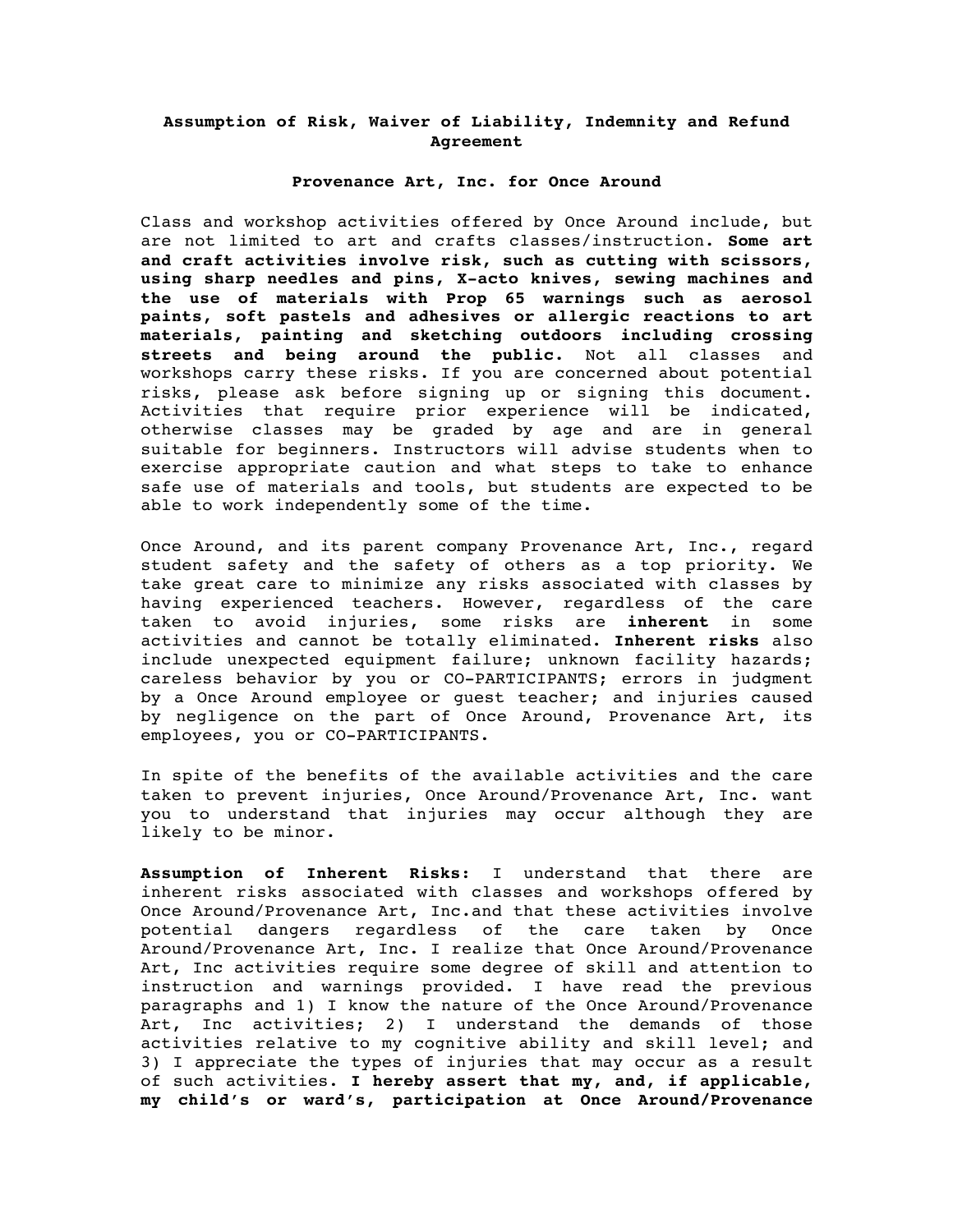## Assumption of Risk, Waiver of Liability, Indemnity and Refund Agreement

### Provenance Art, Inc. for Once Around

Class and workshop activities offered by Once Around include, but are not limited to art and crafts classes/instruction. **Some art and craft activities involve risk, such as cutting with scissors, using sharp needles and pins, X-acto knives, sewing machines and the use of materials with Prop 65 warnings such as aerosol paints, soft pastels and adhesives or allergic reactions to art materials, painting and sketching outdoors including crossing streets and being around the public.** Not all classes and workshops carry these risks. If you are concerned about potential risks, please ask before signing up or signing this document. Activities that require prior experience will be indicated, otherwise classes may be graded by age and are in general suitable for beginners. Instructors will advise students when to exercise appropriate caution and what steps to take to enhance safe use of materials and tools, but students are expected to be able to work independently some of the time.

Once Around, and its parent company Provenance Art, Inc., regard student safety and the safety of others as a top priority. We take great care to minimize any risks associated with classes by having experienced teachers. However, regardless of the care taken to avoid injuries, some risks are **inherent** in some activities and cannot be totally eliminated. **Inherent risks** also include unexpected equipment failure; unknown facility hazards; careless behavior by you or CO-PARTICIPANTS; errors in judgment by a Once Around employee or guest teacher; and injuries caused by negligence on the part of Once Around, Provenance Art, its employees, you or CO-PARTICIPANTS.

In spite of the benefits of the available activities and the care taken to prevent injuries, Once Around/Provenance Art, Inc. want you to understand that injuries may occur although they are likely to be minor.

**Assumption of Inherent Risks:** I understand that there are inherent risks associated with classes and workshops offered by Once Around/Provenance Art, Inc.and that these activities involve potential dangers regardless of the care taken by Once Around/Provenance Art, Inc. I realize that Once Around/Provenance Art, Inc activities require some degree of skill and attention to instruction and warnings provided. I have read the previous paragraphs and 1) I know the nature of the Once Around/Provenance Art, Inc activities; 2) I understand the demands of those activities relative to my cognitive ability and skill level; and 3) I appreciate the types of injuries that may occur as a result of such activities. **I hereby assert that my, and, if applicable, my child's or ward's, participation at Once Around/Provenance**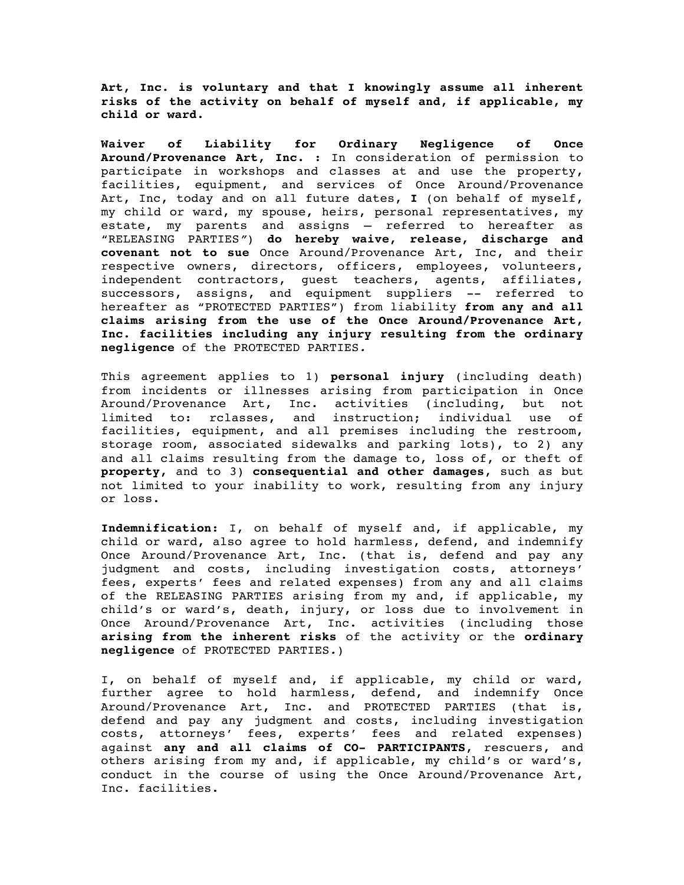**Art, Inc. is voluntary and that I knowingly assume all inherent risks of the activity on behalf of myself and, if applicable, my child or ward.**

**Waiver of Liability for Ordinary Negligence of Once Around/Provenance Art, Inc. :** In consideration of permission to participate in workshops and classes at and use the property, facilities, equipment, and services of Once Around/Provenance Art, Inc, today and on all future dates, **I** (on behalf of myself, my child or ward, my spouse, heirs, personal representatives, my estate, my parents and assigns – referred to hereafter as "RELEASING PARTIES") **do hereby waive, release, discharge and covenant not to sue** Once Around/Provenance Art, Inc, and their respective owners, directors, officers, employees, volunteers, independent contractors, guest teachers, agents, affiliates, successors, assigns, and equipment suppliers -- referred to hereafter as "PROTECTED PARTIES") from liability **from any and all claims arising from the use of the Once Around/Provenance Art, Inc. facilities including any injury resulting from the ordinary negligence** of the PROTECTED PARTIES.

This agreement applies to 1) **personal injury** (including death) from incidents or illnesses arising from participation in Once Around/Provenance Art, Inc. activities (including, but not limited to: rclasses, and instruction; individual use of facilities, equipment, and all premises including the restroom, storage room, associated sidewalks and parking lots), to 2) any and all claims resulting from the damage to, loss of, or theft of **property,** and to 3) **consequential and other damages**, such as but not limited to your inability to work, resulting from any injury or loss.

**Indemnification:** I, on behalf of myself and, if applicable, my child or ward, also agree to hold harmless, defend, and indemnify Once Around/Provenance Art, Inc. (that is, defend and pay any judgment and costs, including investigation costs, attorneys' fees, experts' fees and related expenses) from any and all claims of the RELEASING PARTIES arising from my and, if applicable, my child's or ward's, death, injury, or loss due to involvement in Once Around/Provenance Art, Inc. activities (including those **arising from the inherent risks** of the activity or the **ordinary negligence** of PROTECTED PARTIES.)

I, on behalf of myself and, if applicable, my child or ward, further agree to hold harmless, defend, and indemnify Once Around/Provenance Art, Inc. and PROTECTED PARTIES (that is, defend and pay any judgment and costs, including investigation costs, attorneys' fees, experts' fees and related expenses) against **any and all claims of CO- PARTICIPANTS**, rescuers, and others arising from my and, if applicable, my child's or ward's, conduct in the course of using the Once Around/Provenance Art, Inc. facilities.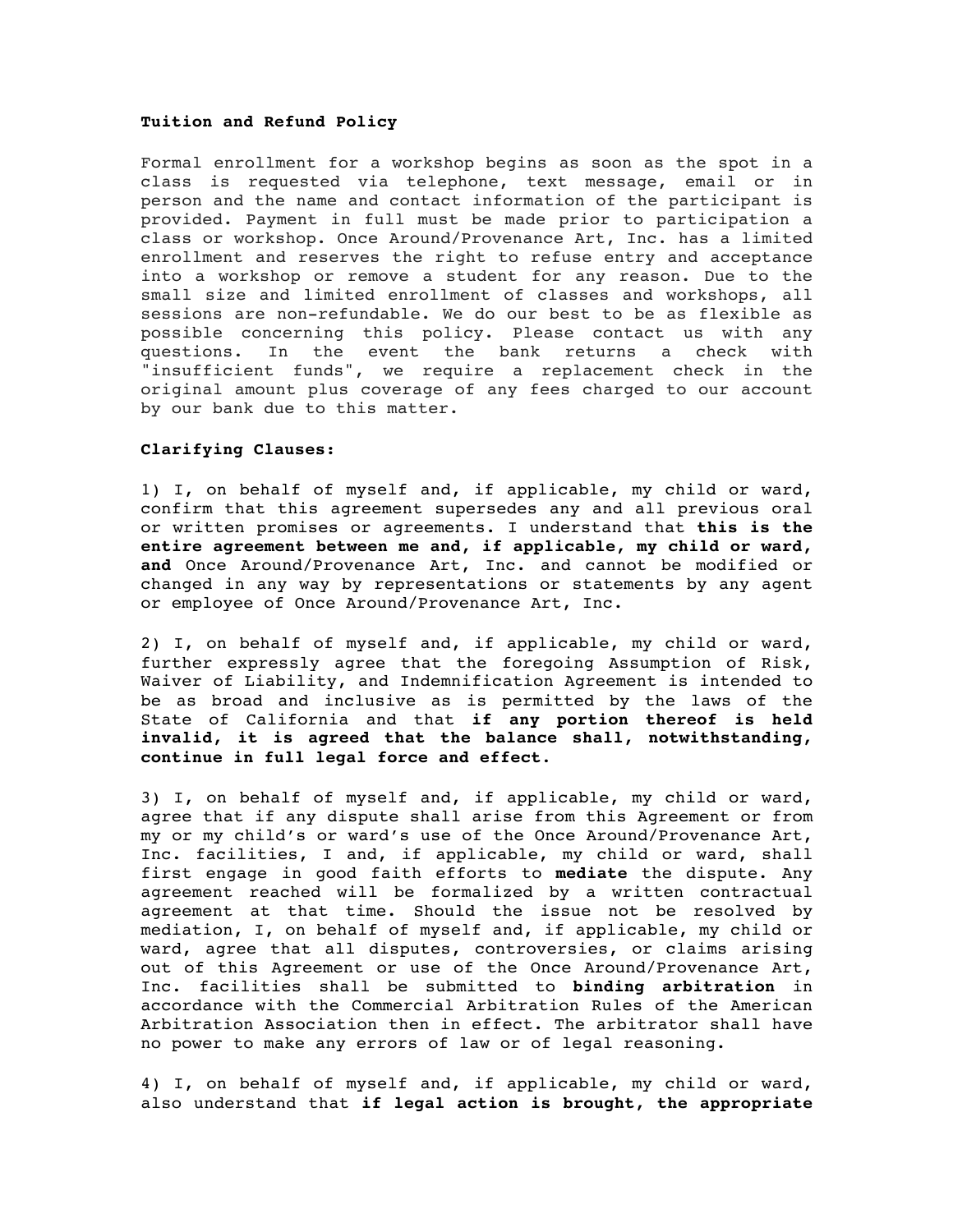**Tuition and Refund Policy**

Formal enrollment for a workshop begins as soon as the spot in a class is requested via telephone, text message, email or in person and the name and contact information of the participant is provided. Payment in full must be made prior to participation a class or workshop. Once Around/Provenance Art, Inc. has a limited enrollment and reserves the right to refuse entry and acceptance into a workshop or remove a student for any reason. Due to the small size and limited enrollment of classes and workshops, all sessions are non-refundable. We do our best to be as flexible as possible concerning this policy. Please contact us with any questions. In the event the bank returns a check with "insufficient funds", we require a replacement check in the original amount plus coverage of any fees charged to our account by our bank due to this matter.

**Clarifying Clauses:**

1) I, on behalf of myself and, if applicable, my child or ward, confirm that this agreement supersedes any and all previous oral or written promises or agreements. I understand that **this is the entire agreement between me and, if applicable, my child or ward, and** Once Around/Provenance Art, Inc. and cannot be modified or changed in any way by representations or statements by any agent or employee of Once Around/Provenance Art, Inc.

2) I, on behalf of myself and, if applicable, my child or ward, further expressly agree that the foregoing Assumption of Risk, Waiver of Liability, and Indemnification Agreement is intended to be as broad and inclusive as is permitted by the laws of the State of California and that **if any portion thereof is held invalid, it is agreed that the balance shall, notwithstanding, continue in full legal force and effect.**

3) I, on behalf of myself and, if applicable, my child or ward, agree that if any dispute shall arise from this Agreement or from my or my child's or ward's use of the Once Around/Provenance Art, Inc. facilities, I and, if applicable, my child or ward, shall first engage in good faith efforts to **mediate** the dispute. Any agreement reached will be formalized by a written contractual agreement at that time. Should the issue not be resolved by mediation, I, on behalf of myself and, if applicable, my child or ward, agree that all disputes, controversies, or claims arising out of this Agreement or use of the Once Around/Provenance Art, Inc. facilities shall be submitted to **binding arbitration** in accordance with the Commercial Arbitration Rules of the American Arbitration Association then in effect. The arbitrator shall have no power to make any errors of law or of legal reasoning.

4) I, on behalf of myself and, if applicable, my child or ward, also understand that **if legal action is brought, the appropriate**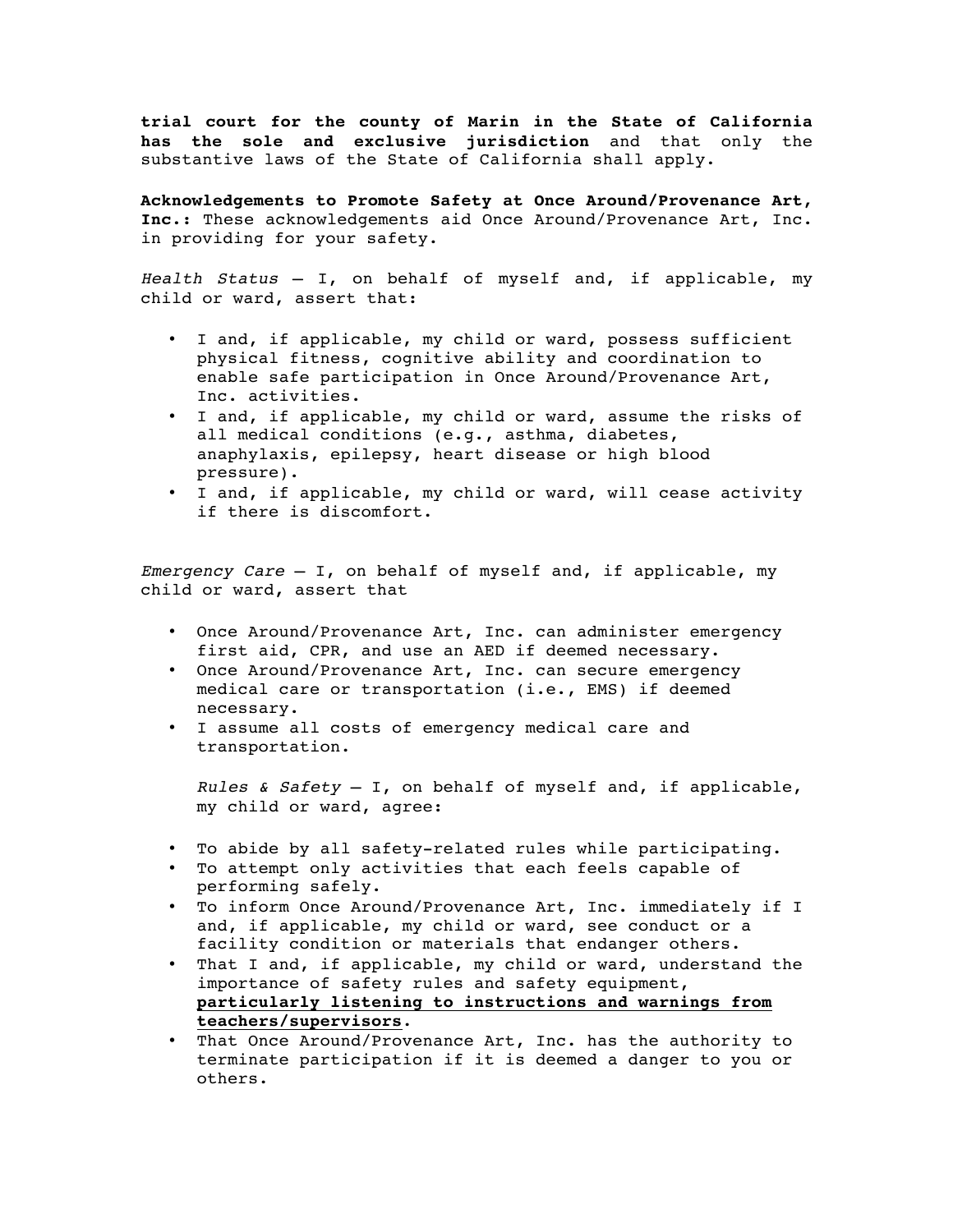**trial court for the county of Marin in the State of California has the sole and exclusive jurisdiction** and that only the substantive laws of the State of California shall apply.

**Acknowledgements to Promote Safety at Once Around/Provenance Art, Inc.:** These acknowledgements aid Once Around/Provenance Art, Inc. in providing for your safety.

*Health Status* – I, on behalf of myself and, if applicable, my child or ward, assert that:

- I and, if applicable, my child or ward, possess sufficient physical fitness, cognitive ability and coordination to enable safe participation in Once Around/Provenance Art, Inc. activities.
- I and, if applicable, my child or ward, assume the risks of all medical conditions (e.g., asthma, diabetes, anaphylaxis, epilepsy, heart disease or high blood pressure).
- I and, if applicable, my child or ward, will cease activity if there is discomfort.

*Emergency Care* – I, on behalf of myself and, if applicable, my child or ward, assert that

- Once Around/Provenance Art, Inc. can administer emergency first aid, CPR, and use an AED if deemed necessary.
- Once Around/Provenance Art, Inc. can secure emergency medical care or transportation (i.e., EMS) if deemed necessary.
- I assume all costs of emergency medical care and transportation.

*Rules & Safety* – I, on behalf of myself and, if applicable, my child or ward, agree:

- To abide by all safety-related rules while participating.
- To attempt only activities that each feels capable of performing safely.
- To inform Once Around/Provenance Art, Inc. immediately if I and, if applicable, my child or ward, see conduct or a facility condition or materials that endanger others.
- That I and, if applicable, my child or ward, understand the importance of safety rules and safety equipment, **particularly listening to instructions and warnings from teachers/supervisors**.
- That Once Around/Provenance Art, Inc. has the authority to terminate participation if it is deemed a danger to you or others.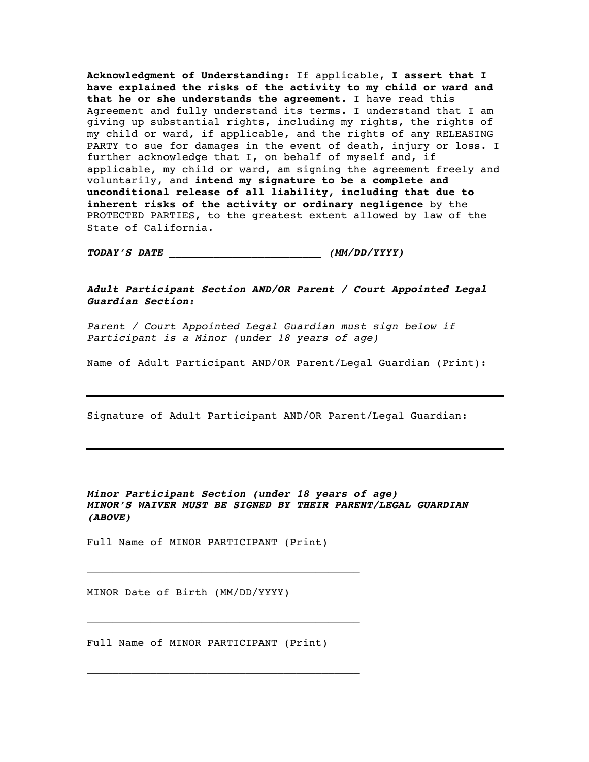**Acknowledgment of Understanding:** If applicable, **I assert that I have explained the risks of the activity to my child or ward and that he or she understands the agreement.** I have read this Agreement and fully understand its terms. I understand that I am giving up substantial rights, including my rights, the rights of my child or ward, if applicable, and the rights of any RELEASING PARTY to sue for damages in the event of death, injury or loss. I further acknowledge that I, on behalf of myself and, if applicable, my child or ward, am signing the agreement freely and voluntarily, and **intend my signature to be a complete and unconditional release of all liability, including that due to inherent risks of the activity or ordinary negligence** by the PROTECTED PARTIES, to the greatest extent allowed by law of the State of California.

***TODAY'S DATE ________________________ (MM/DD/YYYY)***

***Adult Participant Section AND/OR Parent / Court Appointed Legal Guardian Section:***

*Parent / Court Appointed Legal Guardian must sign below if Participant is a Minor (under 18 years of age)*

Name of Adult Participant AND/OR Parent/Legal Guardian (Print):

---

Signature of Adult Participant AND/OR Parent/Legal Guardian:

---

***Minor Participant Section (under 18 years of age)***
***MINOR'S WAIVER MUST BE SIGNED BY THEIR PARENT/LEGAL GUARDIAN (ABOVE)***

Full Name of MINOR PARTICIPANT (Print)

___________________________________________

MINOR Date of Birth (MM/DD/YYYY)

___________________________________________

Full Name of MINOR PARTICIPANT (Print)

___________________________________________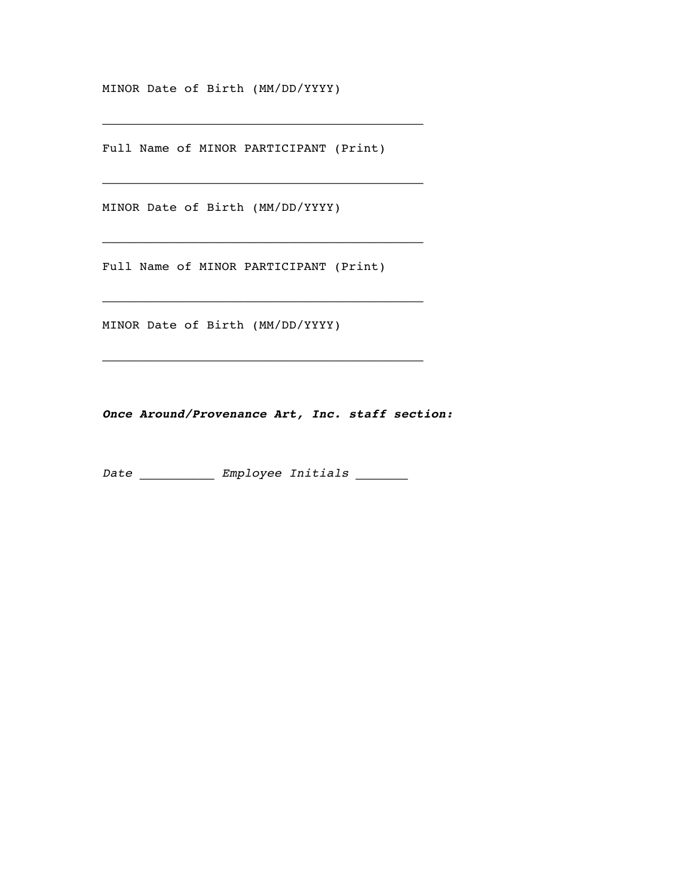MINOR Date of Birth (MM/DD/YYYY)

____________________________________________

Full Name of MINOR PARTICIPANT (Print)

____________________________________________

MINOR Date of Birth (MM/DD/YYYY)

____________________________________________

Full Name of MINOR PARTICIPANT (Print)

____________________________________________

MINOR Date of Birth (MM/DD/YYYY)

____________________________________________

***Once Around/Provenance Art, Inc. staff section:***

*Date __________ Employee Initials _______*